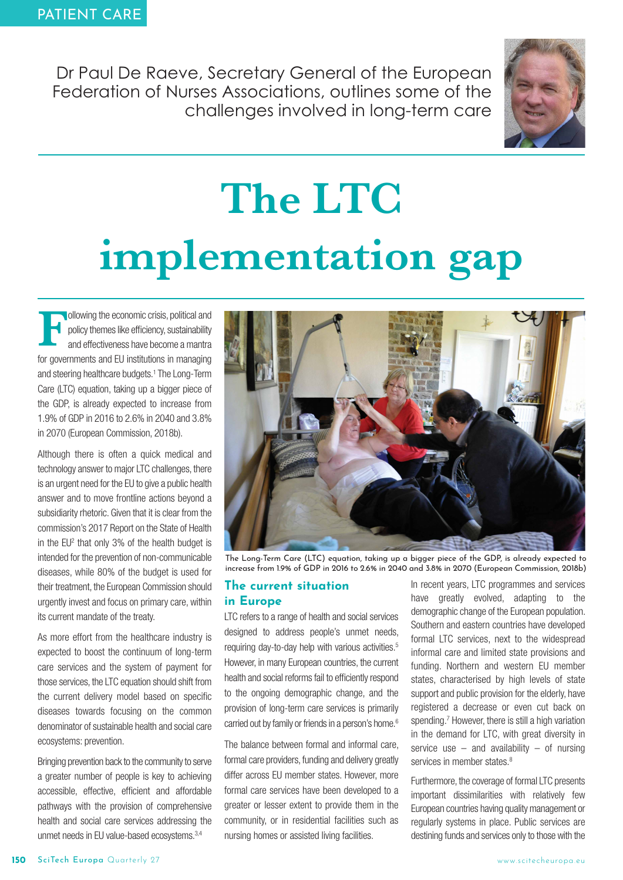PATIENT CARE

Dr Paul De Raeve, Secretary General of the European Federation of Nurses Associations, outlines some of the challenges involved in long-term care

# The LTC implementation gap

Following the economic crisis, political and policy themes like efficiency, sustainability and effectiveness have become a mantra for governments and EU institutions in managing and steering healthcare budgets.[1] The Long-Term Care (LTC) equation, taking up a bigger piece of the GDP, is already expected to increase from 1.9% of GDP in 2016 to 2.6% in 2040 and 3.8% in 2070 (European Commission, 2018b).

Although there is often a quick medical and technology answer to major LTC challenges, there is an urgent need for the EU to give a public health answer and to move frontline actions beyond a subsidiarity rhetoric. Given that it is clear from the commission's 2017 Report on the State of Health in the EU[2] that only 3% of the health budget is intended for the prevention of non-communicable diseases, while 80% of the budget is used for their treatment, the European Commission should urgently invest and focus on primary care, within its current mandate of the treaty.

As more effort from the healthcare industry is expected to boost the continuum of long-term care services and the system of payment for those services, the LTC equation should shift from the current delivery model based on specific diseases towards focusing on the common denominator of sustainable health and social care ecosystems: prevention.

Bringing prevention back to the community to serve a greater number of people is key to achieving accessible, effective, efficient and affordable pathways with the provision of comprehensive health and social care services addressing the unmet needs in EU value-based ecosystems.[3,4]

The Long-Term Care (LTC) equation, taking up a bigger piece of the GDP, is already expected to increase from 1.9% of GDP in 2016 to 2.6% in 2040 and 3.8% in 2070 (European Commission, 2018b)

## The current situation in Europe

LTC refers to a range of health and social services designed to address people's unmet needs, requiring day-to-day help with various activities.[5] However, in many European countries, the current health and social reforms fail to efficiently respond to the ongoing demographic change, and the provision of long-term care services is primarily carried out by family or friends in a person's home.[6]

The balance between formal and informal care, formal care providers, funding and delivery greatly differ across EU member states. However, more formal care services have been developed to a greater or lesser extent to provide them in the community, or in residential facilities such as nursing homes or assisted living facilities.

In recent years, LTC programmes and services have greatly evolved, adapting to the demographic change of the European population. Southern and eastern countries have developed formal LTC services, next to the widespread informal care and limited state provisions and funding. Northern and western EU member states, characterised by high levels of state support and public provision for the elderly, have registered a decrease or even cut back on spending.[7] However, there is still a high variation in the demand for LTC, with great diversity in service use – and availability – of nursing services in member states.[8]

Furthermore, the coverage of formal LTC presents important dissimilarities with relatively few European countries having quality management or regularly systems in place. Public services are destining funds and services only to those with the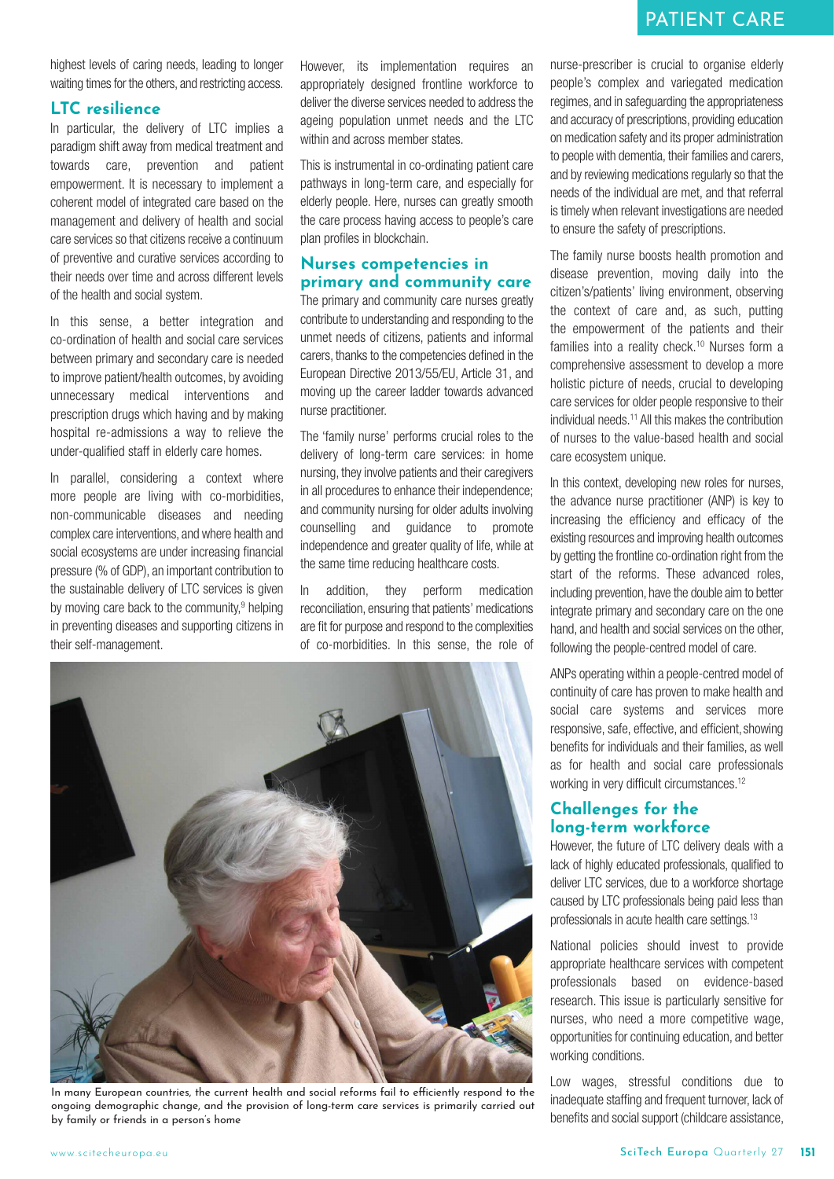highest levels of caring needs, leading to longer waiting times for the others, and restricting access.

## LTC resilience

In particular, the delivery of LTC implies a paradigm shift away from medical treatment and towards care, prevention and patient empowerment. It is necessary to implement a coherent model of integrated care based on the management and delivery of health and social care services so that citizens receive a continuum of preventive and curative services according to their needs over time and across different levels of the health and social system.

In this sense, a better integration and co-ordination of health and social care services between primary and secondary care is needed to improve patient/health outcomes, by avoiding unnecessary medical interventions and prescription drugs which having and by making hospital re-admissions a way to relieve the under-qualified staff in elderly care homes.

In parallel, considering a context where more people are living with co-morbidities, non-communicable diseases and needing complex care interventions, and where health and social ecosystems are under increasing financial pressure (% of GDP), an important contribution to the sustainable delivery of LTC services is given by moving care back to the community,[9] helping in preventing diseases and supporting citizens in their self-management.

However, its implementation requires an appropriately designed frontline workforce to deliver the diverse services needed to address the ageing population unmet needs and the LTC within and across member states.

This is instrumental in co-ordinating patient care pathways in long-term care, and especially for elderly people. Here, nurses can greatly smooth the care process having access to people's care plan profiles in blockchain.

## Nurses competencies in primary and community care

The primary and community care nurses greatly contribute to understanding and responding to the unmet needs of citizens, patients and informal carers, thanks to the competencies defined in the European Directive 2013/55/EU, Article 31, and moving up the career ladder towards advanced nurse practitioner.

The 'family nurse' performs crucial roles to the delivery of long-term care services: in home nursing, they involve patients and their caregivers in all procedures to enhance their independence; and community nursing for older adults involving counselling and guidance to promote independence and greater quality of life, while at the same time reducing healthcare costs.

In addition, they perform medication reconciliation, ensuring that patients' medications are fit for purpose and respond to the complexities of co-morbidities. In this sense, the role of nurse-prescriber is crucial to organise elderly people's complex and variegated medication regimes, and in safeguarding the appropriateness and accuracy of prescriptions, providing education on medication safety and its proper administration to people with dementia, their families and carers, and by reviewing medications regularly so that the needs of the individual are met, and that referral is timely when relevant investigations are needed to ensure the safety of prescriptions.

The family nurse boosts health promotion and disease prevention, moving daily into the citizen's/patients' living environment, observing the context of care and, as such, putting the empowerment of the patients and their families into a reality check.[10] Nurses form a comprehensive assessment to develop a more holistic picture of needs, crucial to developing care services for older people responsive to their individual needs.[11] All this makes the contribution of nurses to the value-based health and social care ecosystem unique.

In this context, developing new roles for nurses, the advance nurse practitioner (ANP) is key to increasing the efficiency and efficacy of the existing resources and improving health outcomes by getting the frontline co-ordination right from the start of the reforms. These advanced roles, including prevention, have the double aim to better integrate primary and secondary care on the one hand, and health and social services on the other, following the people-centred model of care.

ANPs operating within a people-centred model of continuity of care has proven to make health and social care systems and services more responsive, safe, effective, and efficient, showing benefits for individuals and their families, as well as for health and social care professionals working in very difficult circumstances.[12]

In many European countries, the current health and social reforms fail to efficiently respond to the ongoing demographic change, and the provision of long-term care services is primarily carried out by family or friends in a person's home

## Challenges for the long-term workforce

However, the future of LTC delivery deals with a lack of highly educated professionals, qualified to deliver LTC services, due to a workforce shortage caused by LTC professionals being paid less than professionals in acute health care settings.[13]

National policies should invest to provide appropriate healthcare services with competent professionals based on evidence-based research. This issue is particularly sensitive for nurses, who need a more competitive wage, opportunities for continuing education, and better working conditions.

Low wages, stressful conditions due to inadequate staffing and frequent turnover, lack of benefits and social support (childcare assistance,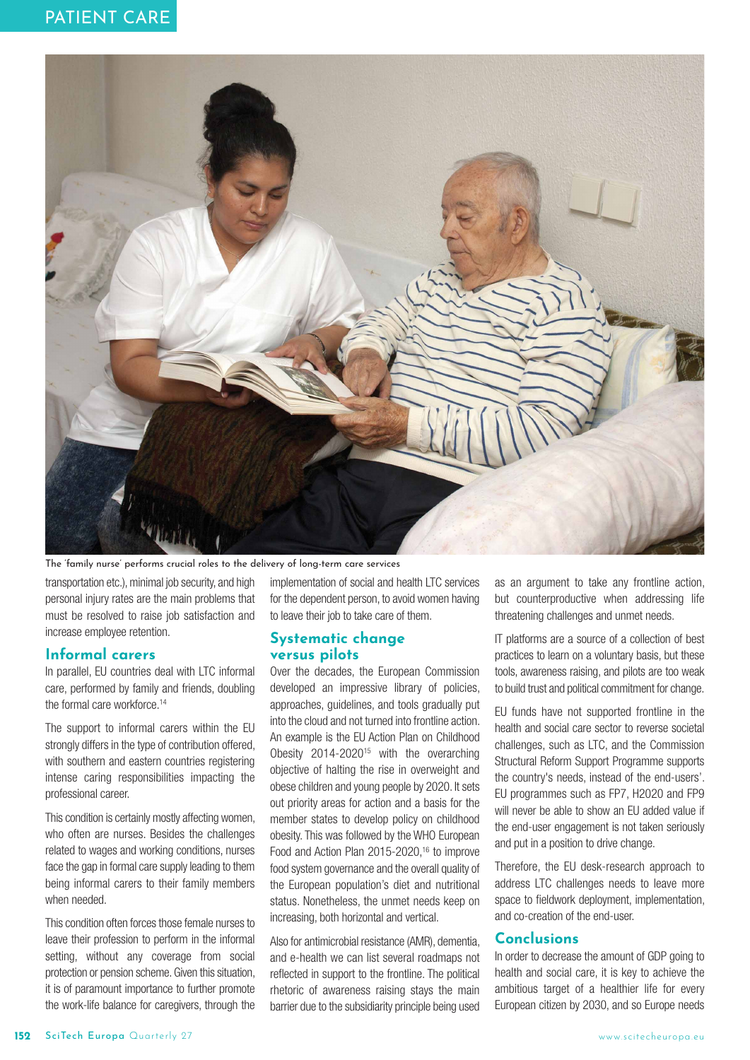The 'family nurse' performs crucial roles to the delivery of long-term care services

transportation etc.), minimal job security, and high personal injury rates are the main problems that must be resolved to raise job satisfaction and increase employee retention.

## Informal carers

In parallel, EU countries deal with LTC informal care, performed by family and friends, doubling the formal care workforce.[14]

The support to informal carers within the EU strongly differs in the type of contribution offered, with southern and eastern countries registering intense caring responsibilities impacting the professional career.

This condition is certainly mostly affecting women, who often are nurses. Besides the challenges related to wages and working conditions, nurses face the gap in formal care supply leading to them being informal carers to their family members when needed.

This condition often forces those female nurses to leave their profession to perform in the informal setting, without any coverage from social protection or pension scheme. Given this situation, it is of paramount importance to further promote the work-life balance for caregivers, through the implementation of social and health LTC services for the dependent person, to avoid women having to leave their job to take care of them.

## Systematic change versus pilots

Over the decades, the European Commission developed an impressive library of policies, approaches, guidelines, and tools gradually put into the cloud and not turned into frontline action. An example is the EU Action Plan on Childhood Obesity 2014-2020[15] with the overarching objective of halting the rise in overweight and obese children and young people by 2020. It sets out priority areas for action and a basis for the member states to develop policy on childhood obesity. This was followed by the WHO European Food and Action Plan 2015-2020,[16] to improve food system governance and the overall quality of the European population's diet and nutritional status. Nonetheless, the unmet needs keep on increasing, both horizontal and vertical.

Also for antimicrobial resistance (AMR), dementia, and e-health we can list several roadmaps not reflected in support to the frontline. The political rhetoric of awareness raising stays the main barrier due to the subsidiarity principle being used as an argument to take any frontline action, but counterproductive when addressing life threatening challenges and unmet needs.

IT platforms are a source of a collection of best practices to learn on a voluntary basis, but these tools, awareness raising, and pilots are too weak to build trust and political commitment for change.

EU funds have not supported frontline in the health and social care sector to reverse societal challenges, such as LTC, and the Commission Structural Reform Support Programme supports the country's needs, instead of the end-users'. EU programmes such as FP7, H2020 and FP9 will never be able to show an EU added value if the end-user engagement is not taken seriously and put in a position to drive change.

Therefore, the EU desk-research approach to address LTC challenges needs to leave more space to fieldwork deployment, implementation, and co-creation of the end-user.

## Conclusions

In order to decrease the amount of GDP going to health and social care, it is key to achieve the ambitious target of a healthier life for every European citizen by 2030, and so Europe needs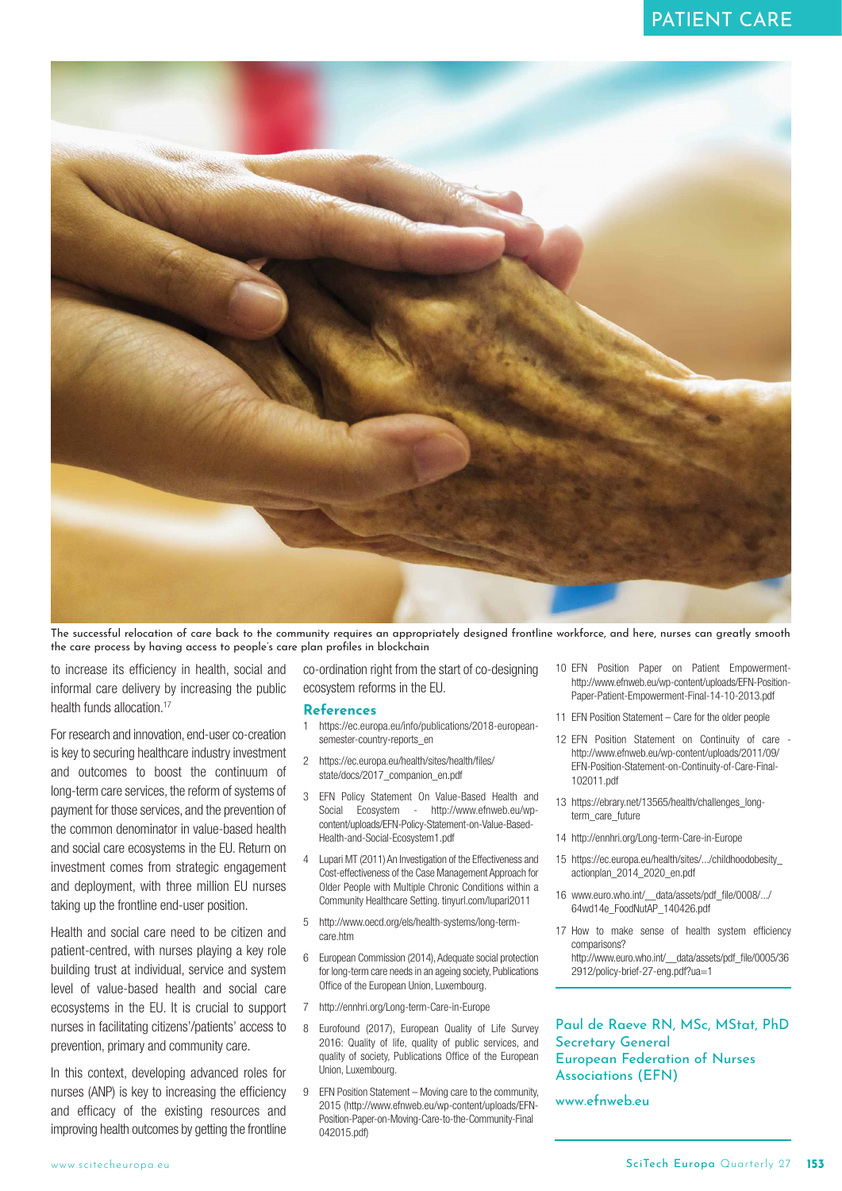The successful relocation of care back to the community requires an appropriately designed frontline workforce, and here, nurses can greatly smooth the care process by having access to people's care plan profiles in blockchain

to increase its efficiency in health, social and informal care delivery by increasing the public health funds allocation.[17]

For research and innovation, end-user co-creation is key to securing healthcare industry investment and outcomes to boost the continuum of long-term care services, the reform of systems of payment for those services, and the prevention of the common denominator in value-based health and social care ecosystems in the EU. Return on investment comes from strategic engagement and deployment, with three million EU nurses taking up the frontline end-user position.

Health and social care need to be citizen and patient-centred, with nurses playing a key role building trust at individual, service and system level of value-based health and social care ecosystems in the EU. It is crucial to support nurses in facilitating citizens'/patients' access to prevention, primary and community care.

In this context, developing advanced roles for nurses (ANP) is key to increasing the efficiency and efficacy of the existing resources and improving health outcomes by getting the frontline co-ordination right from the start of co-designing ecosystem reforms in the EU.

## References

1. https://ec.europa.eu/info/publications/2018-european-semester-country-reports_en
2. https://ec.europa.eu/health/sites/health/files/state/docs/2017_companion_en.pdf
3. EFN Policy Statement On Value-Based Health and Social Ecosystem - http://www.efnweb.eu/wp-content/uploads/EFN-Policy-Statement-on-Value-Based-Health-and-Social-Ecosystem1.pdf
4. Lupari MT (2011) An Investigation of the Effectiveness and Cost-effectiveness of the Case Management Approach for Older People with Multiple Chronic Conditions within a Community Healthcare Setting. tinyurl.com/lupari2011
5. http://www.oecd.org/els/health-systems/long-term-care.htm
6. European Commission (2014), Adequate social protection for long-term care needs in an ageing society, Publications Office of the European Union, Luxembourg.
7. http://ennhri.org/Long-term-Care-in-Europe
8. Eurofound (2017), European Quality of Life Survey 2016: Quality of life, quality of public services, and quality of society, Publications Office of the European Union, Luxembourg.
9. EFN Position Statement – Moving care to the community, 2015 (http://www.efnweb.eu/wp-content/uploads/EFN-Position-Paper-on-Moving-Care-to-the-Community-Final 042015.pdf)
10. EFN Position Paper on Patient Empowerment-http://www.efnweb.eu/wp-content/uploads/EFN-Position-Paper-Patient-Empowerment-Final-14-10-2013.pdf
11. EFN Position Statement – Care for the older people
12. EFN Position Statement on Continuity of care - http://www.efnweb.eu/wp-content/uploads/2011/09/EFN-Position-Statement-on-Continuity-of-Care-Final-102011.pdf
13. https://ebrary.net/13565/health/challenges_long-term_care_future
14. http://ennhri.org/Long-term-Care-in-Europe
15. https://ec.europa.eu/health/sites/.../childhoodobesity_actionplan_2014_2020_en.pdf
16. www.euro.who.int/__data/assets/pdf_file/0008/.../64wd14e_FoodNutAP_140426.pdf
17. How to make sense of health system efficiency comparisons? http://www.euro.who.int/__data/assets/pdf_file/0005/362912/policy-brief-27-eng.pdf?ua=1

**Paul de Raeve RN, MSc, MStat, PhD**
**Secretary General**
**European Federation of Nurses Associations (EFN)**

www.efnweb.eu